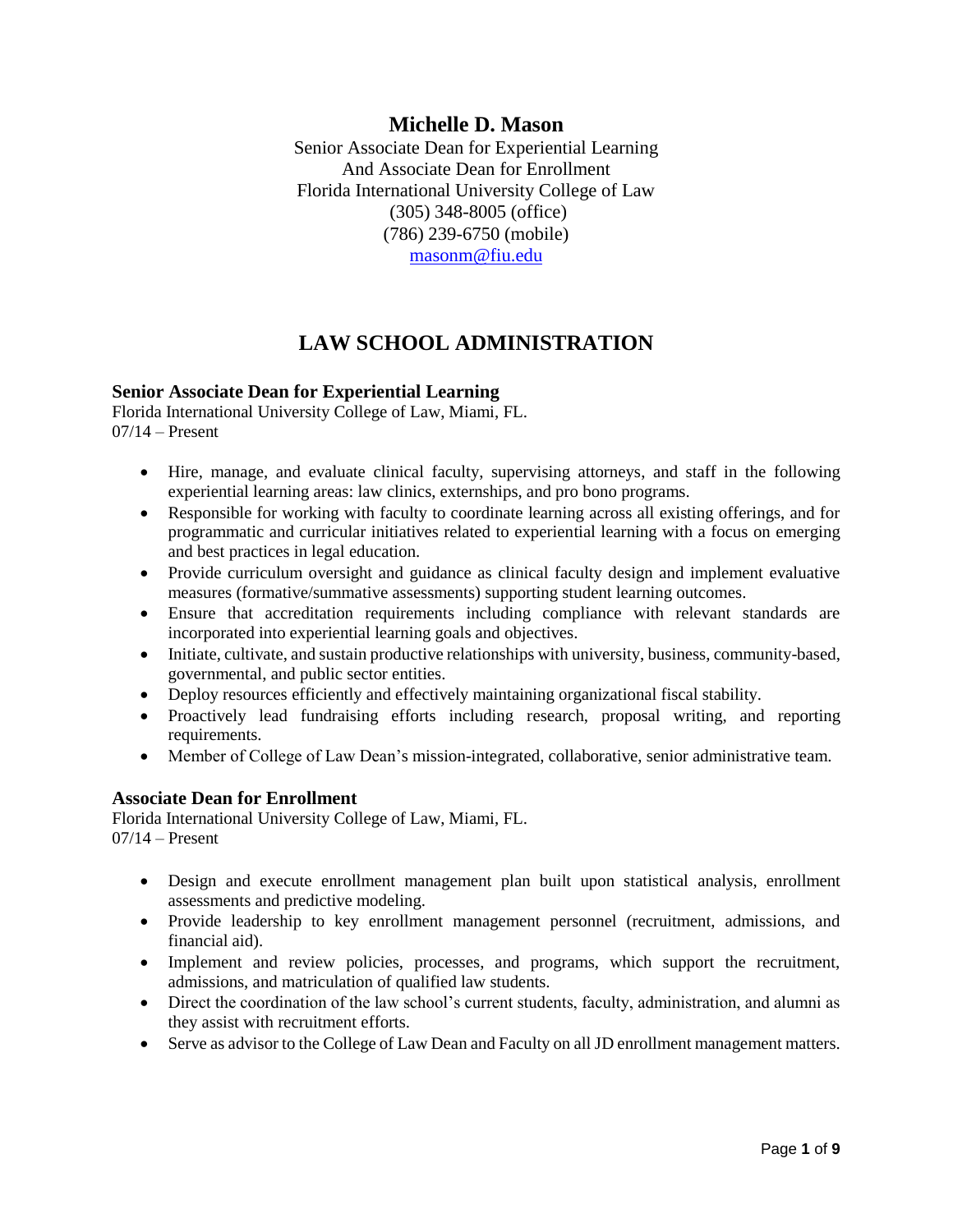# Michelle D. Mason

Senior Associate Dean for Experiential Learning
And Associate Dean for Enrollment
Florida International University College of Law
(305) 348-8005 (office)
(786) 239-6750 (mobile)
masonm@fiu.edu

## LAW SCHOOL ADMINISTRATION

### Senior Associate Dean for Experiential Learning

Florida International University College of Law, Miami, FL.
07/14 – Present

- Hire, manage, and evaluate clinical faculty, supervising attorneys, and staff in the following experiential learning areas: law clinics, externships, and pro bono programs.
- Responsible for working with faculty to coordinate learning across all existing offerings, and for programmatic and curricular initiatives related to experiential learning with a focus on emerging and best practices in legal education.
- Provide curriculum oversight and guidance as clinical faculty design and implement evaluative measures (formative/summative assessments) supporting student learning outcomes.
- Ensure that accreditation requirements including compliance with relevant standards are incorporated into experiential learning goals and objectives.
- Initiate, cultivate, and sustain productive relationships with university, business, community-based, governmental, and public sector entities.
- Deploy resources efficiently and effectively maintaining organizational fiscal stability.
- Proactively lead fundraising efforts including research, proposal writing, and reporting requirements.
- Member of College of Law Dean's mission-integrated, collaborative, senior administrative team.

### Associate Dean for Enrollment

Florida International University College of Law, Miami, FL.
07/14 – Present

- Design and execute enrollment management plan built upon statistical analysis, enrollment assessments and predictive modeling.
- Provide leadership to key enrollment management personnel (recruitment, admissions, and financial aid).
- Implement and review policies, processes, and programs, which support the recruitment, admissions, and matriculation of qualified law students.
- Direct the coordination of the law school's current students, faculty, administration, and alumni as they assist with recruitment efforts.
- Serve as advisor to the College of Law Dean and Faculty on all JD enrollment management matters.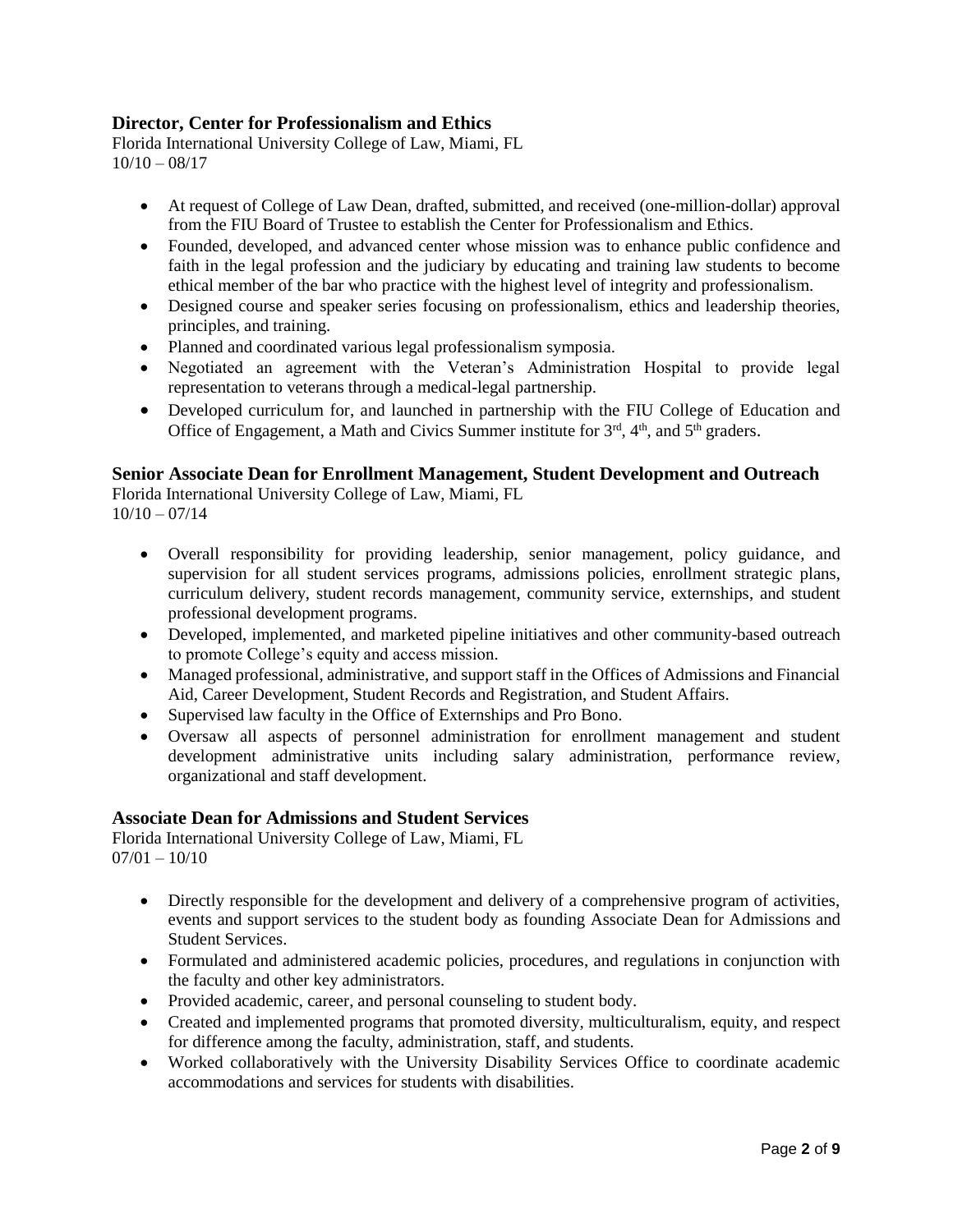### Director, Center for Professionalism and Ethics

Florida International University College of Law, Miami, FL
10/10 – 08/17

- At request of College of Law Dean, drafted, submitted, and received (one-million-dollar) approval from the FIU Board of Trustee to establish the Center for Professionalism and Ethics.
- Founded, developed, and advanced center whose mission was to enhance public confidence and faith in the legal profession and the judiciary by educating and training law students to become ethical member of the bar who practice with the highest level of integrity and professionalism.
- Designed course and speaker series focusing on professionalism, ethics and leadership theories, principles, and training.
- Planned and coordinated various legal professionalism symposia.
- Negotiated an agreement with the Veteran's Administration Hospital to provide legal representation to veterans through a medical-legal partnership.
- Developed curriculum for, and launched in partnership with the FIU College of Education and Office of Engagement, a Math and Civics Summer institute for 3rd, 4th, and 5th graders.

### Senior Associate Dean for Enrollment Management, Student Development and Outreach

Florida International University College of Law, Miami, FL
10/10 – 07/14

- Overall responsibility for providing leadership, senior management, policy guidance, and supervision for all student services programs, admissions policies, enrollment strategic plans, curriculum delivery, student records management, community service, externships, and student professional development programs.
- Developed, implemented, and marketed pipeline initiatives and other community-based outreach to promote College's equity and access mission.
- Managed professional, administrative, and support staff in the Offices of Admissions and Financial Aid, Career Development, Student Records and Registration, and Student Affairs.
- Supervised law faculty in the Office of Externships and Pro Bono.
- Oversaw all aspects of personnel administration for enrollment management and student development administrative units including salary administration, performance review, organizational and staff development.

### Associate Dean for Admissions and Student Services

Florida International University College of Law, Miami, FL
07/01 – 10/10

- Directly responsible for the development and delivery of a comprehensive program of activities, events and support services to the student body as founding Associate Dean for Admissions and Student Services.
- Formulated and administered academic policies, procedures, and regulations in conjunction with the faculty and other key administrators.
- Provided academic, career, and personal counseling to student body.
- Created and implemented programs that promoted diversity, multiculturalism, equity, and respect for difference among the faculty, administration, staff, and students.
- Worked collaboratively with the University Disability Services Office to coordinate academic accommodations and services for students with disabilities.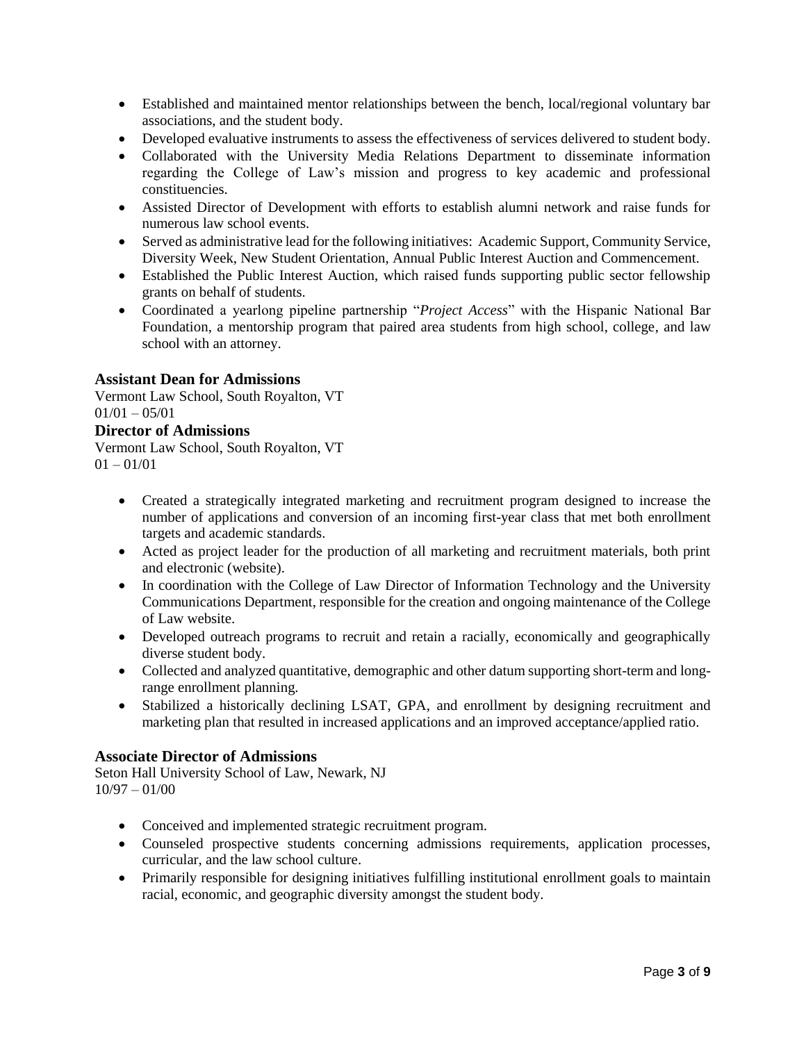- Established and maintained mentor relationships between the bench, local/regional voluntary bar associations, and the student body.
- Developed evaluative instruments to assess the effectiveness of services delivered to student body.
- Collaborated with the University Media Relations Department to disseminate information regarding the College of Law's mission and progress to key academic and professional constituencies.
- Assisted Director of Development with efforts to establish alumni network and raise funds for numerous law school events.
- Served as administrative lead for the following initiatives: Academic Support, Community Service, Diversity Week, New Student Orientation, Annual Public Interest Auction and Commencement.
- Established the Public Interest Auction, which raised funds supporting public sector fellowship grants on behalf of students.
- Coordinated a yearlong pipeline partnership "*Project Access*" with the Hispanic National Bar Foundation, a mentorship program that paired area students from high school, college, and law school with an attorney.

### Assistant Dean for Admissions

Vermont Law School, South Royalton, VT
01/01 – 05/01

### Director of Admissions

Vermont Law School, South Royalton, VT
01 – 01/01

- Created a strategically integrated marketing and recruitment program designed to increase the number of applications and conversion of an incoming first-year class that met both enrollment targets and academic standards.
- Acted as project leader for the production of all marketing and recruitment materials, both print and electronic (website).
- In coordination with the College of Law Director of Information Technology and the University Communications Department, responsible for the creation and ongoing maintenance of the College of Law website.
- Developed outreach programs to recruit and retain a racially, economically and geographically diverse student body.
- Collected and analyzed quantitative, demographic and other datum supporting short-term and long-range enrollment planning.
- Stabilized a historically declining LSAT, GPA, and enrollment by designing recruitment and marketing plan that resulted in increased applications and an improved acceptance/applied ratio.

### Associate Director of Admissions

Seton Hall University School of Law, Newark, NJ
10/97 – 01/00

- Conceived and implemented strategic recruitment program.
- Counseled prospective students concerning admissions requirements, application processes, curricular, and the law school culture.
- Primarily responsible for designing initiatives fulfilling institutional enrollment goals to maintain racial, economic, and geographic diversity amongst the student body.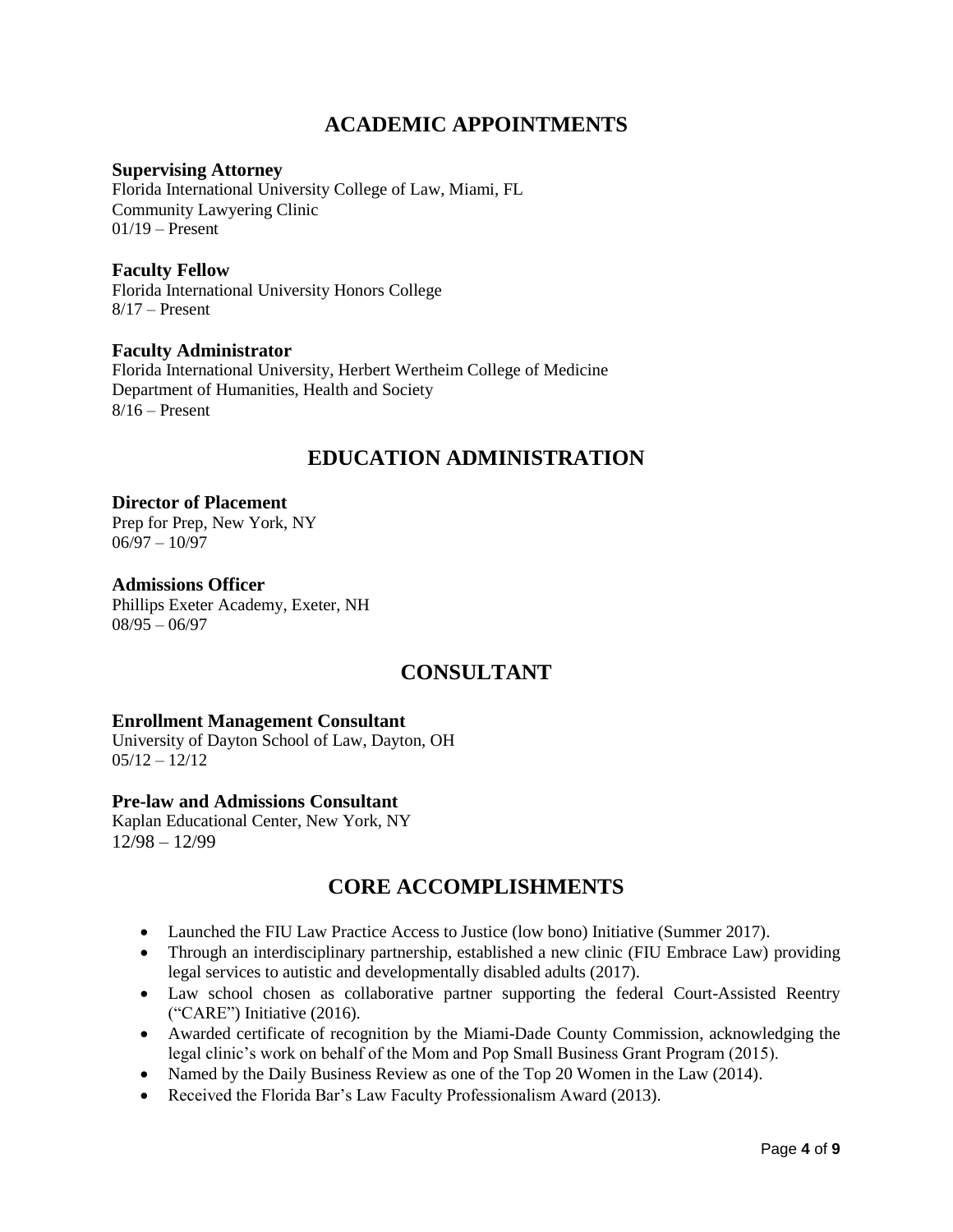## ACADEMIC APPOINTMENTS

**Supervising Attorney**
Florida International University College of Law, Miami, FL
Community Lawyering Clinic
01/19 – Present

**Faculty Fellow**
Florida International University Honors College
8/17 – Present

**Faculty Administrator**
Florida International University, Herbert Wertheim College of Medicine
Department of Humanities, Health and Society
8/16 – Present

## EDUCATION ADMINISTRATION

**Director of Placement**
Prep for Prep, New York, NY
06/97 – 10/97

**Admissions Officer**
Phillips Exeter Academy, Exeter, NH
08/95 – 06/97

## CONSULTANT

**Enrollment Management Consultant**
University of Dayton School of Law, Dayton, OH
05/12 – 12/12

**Pre-law and Admissions Consultant**
Kaplan Educational Center, New York, NY
12/98 – 12/99

## CORE ACCOMPLISHMENTS

- Launched the FIU Law Practice Access to Justice (low bono) Initiative (Summer 2017).
- Through an interdisciplinary partnership, established a new clinic (FIU Embrace Law) providing legal services to autistic and developmentally disabled adults (2017).
- Law school chosen as collaborative partner supporting the federal Court-Assisted Reentry ("CARE") Initiative (2016).
- Awarded certificate of recognition by the Miami-Dade County Commission, acknowledging the legal clinic's work on behalf of the Mom and Pop Small Business Grant Program (2015).
- Named by the Daily Business Review as one of the Top 20 Women in the Law (2014).
- Received the Florida Bar's Law Faculty Professionalism Award (2013).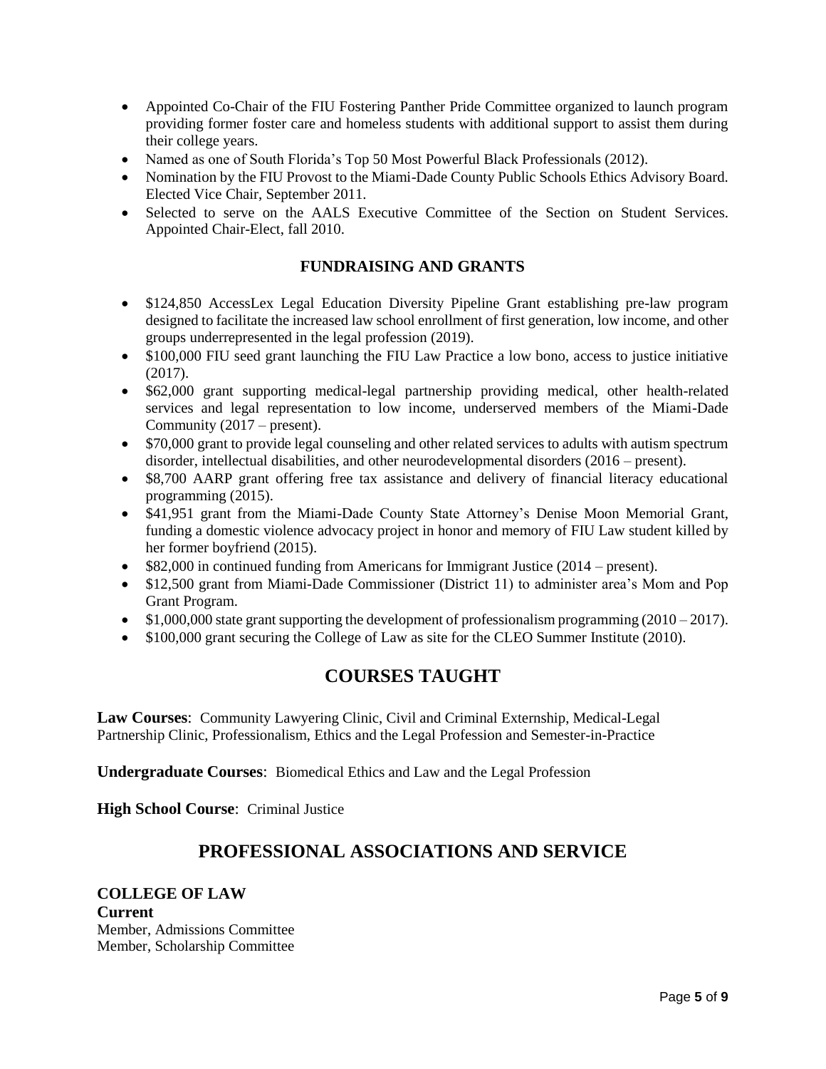- Appointed Co-Chair of the FIU Fostering Panther Pride Committee organized to launch program providing former foster care and homeless students with additional support to assist them during their college years.
- Named as one of South Florida's Top 50 Most Powerful Black Professionals (2012).
- Nomination by the FIU Provost to the Miami-Dade County Public Schools Ethics Advisory Board. Elected Vice Chair, September 2011.
- Selected to serve on the AALS Executive Committee of the Section on Student Services. Appointed Chair-Elect, fall 2010.

### FUNDRAISING AND GRANTS

- $124,850 AccessLex Legal Education Diversity Pipeline Grant establishing pre-law program designed to facilitate the increased law school enrollment of first generation, low income, and other groups underrepresented in the legal profession (2019).
- $100,000 FIU seed grant launching the FIU Law Practice a low bono, access to justice initiative (2017).
- $62,000 grant supporting medical-legal partnership providing medical, other health-related services and legal representation to low income, underserved members of the Miami-Dade Community (2017 – present).
- $70,000 grant to provide legal counseling and other related services to adults with autism spectrum disorder, intellectual disabilities, and other neurodevelopmental disorders (2016 – present).
- $8,700 AARP grant offering free tax assistance and delivery of financial literacy educational programming (2015).
- $41,951 grant from the Miami-Dade County State Attorney's Denise Moon Memorial Grant, funding a domestic violence advocacy project in honor and memory of FIU Law student killed by her former boyfriend (2015).
- $82,000 in continued funding from Americans for Immigrant Justice (2014 – present).
- $12,500 grant from Miami-Dade Commissioner (District 11) to administer area's Mom and Pop Grant Program.
- $1,000,000 state grant supporting the development of professionalism programming (2010 – 2017).
- $100,000 grant securing the College of Law as site for the CLEO Summer Institute (2010).

## COURSES TAUGHT

**Law Courses**: Community Lawyering Clinic, Civil and Criminal Externship, Medical-Legal Partnership Clinic, Professionalism, Ethics and the Legal Profession and Semester-in-Practice

**Undergraduate Courses**: Biomedical Ethics and Law and the Legal Profession

**High School Course**: Criminal Justice

## PROFESSIONAL ASSOCIATIONS AND SERVICE

**COLLEGE OF LAW**
**Current**
Member, Admissions Committee
Member, Scholarship Committee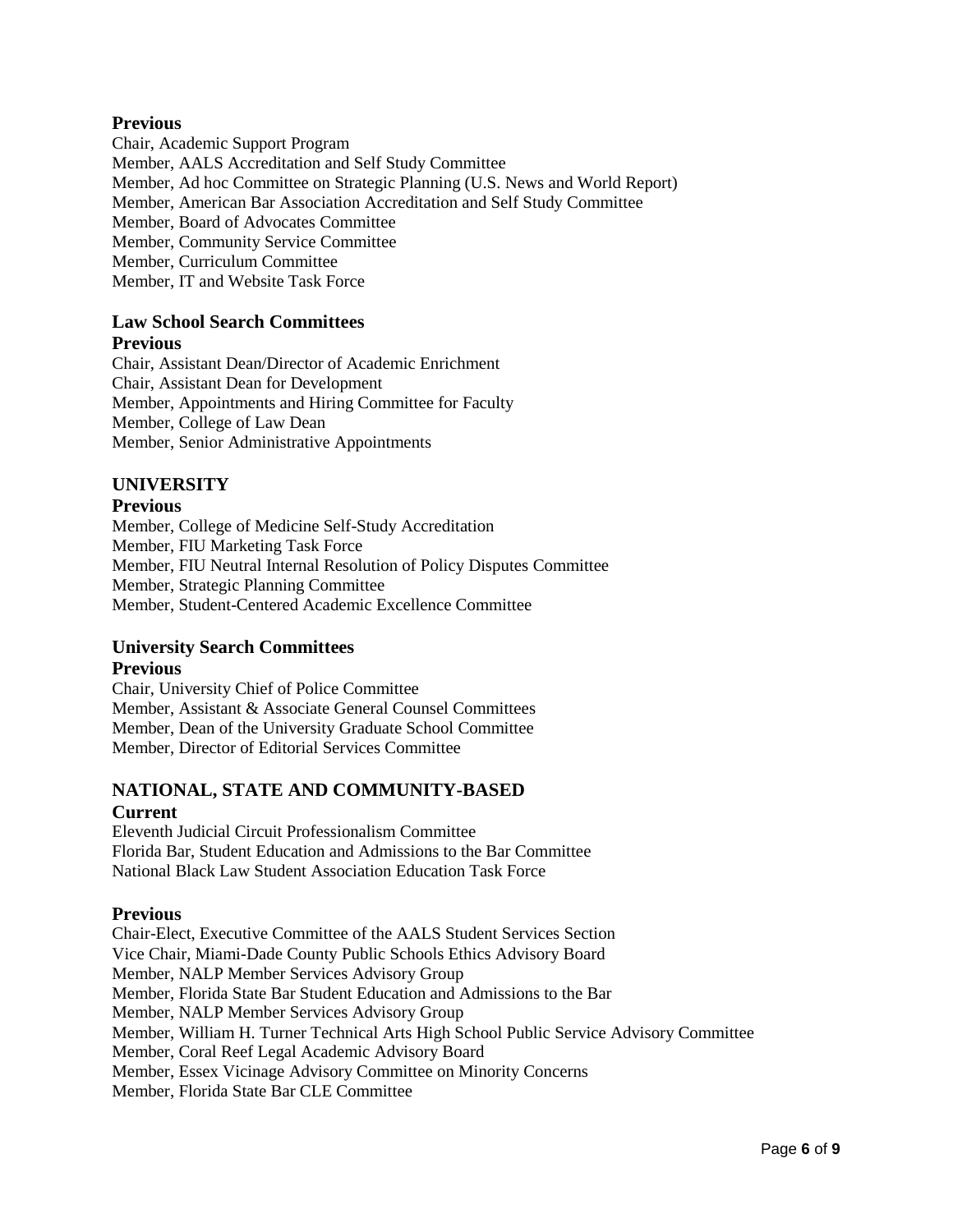**Previous**

Chair, Academic Support Program
Member, AALS Accreditation and Self Study Committee
Member, Ad hoc Committee on Strategic Planning (U.S. News and World Report)
Member, American Bar Association Accreditation and Self Study Committee
Member, Board of Advocates Committee
Member, Community Service Committee
Member, Curriculum Committee
Member, IT and Website Task Force

**Law School Search Committees**

**Previous**

Chair, Assistant Dean/Director of Academic Enrichment
Chair, Assistant Dean for Development
Member, Appointments and Hiring Committee for Faculty
Member, College of Law Dean
Member, Senior Administrative Appointments

## UNIVERSITY

**Previous**

Member, College of Medicine Self-Study Accreditation
Member, FIU Marketing Task Force
Member, FIU Neutral Internal Resolution of Policy Disputes Committee
Member, Strategic Planning Committee
Member, Student-Centered Academic Excellence Committee

**University Search Committees**

**Previous**

Chair, University Chief of Police Committee
Member, Assistant & Associate General Counsel Committees
Member, Dean of the University Graduate School Committee
Member, Director of Editorial Services Committee

## NATIONAL, STATE AND COMMUNITY-BASED

**Current**

Eleventh Judicial Circuit Professionalism Committee
Florida Bar, Student Education and Admissions to the Bar Committee
National Black Law Student Association Education Task Force

**Previous**

Chair-Elect, Executive Committee of the AALS Student Services Section
Vice Chair, Miami-Dade County Public Schools Ethics Advisory Board
Member, NALP Member Services Advisory Group
Member, Florida State Bar Student Education and Admissions to the Bar
Member, NALP Member Services Advisory Group
Member, William H. Turner Technical Arts High School Public Service Advisory Committee
Member, Coral Reef Legal Academic Advisory Board
Member, Essex Vicinage Advisory Committee on Minority Concerns
Member, Florida State Bar CLE Committee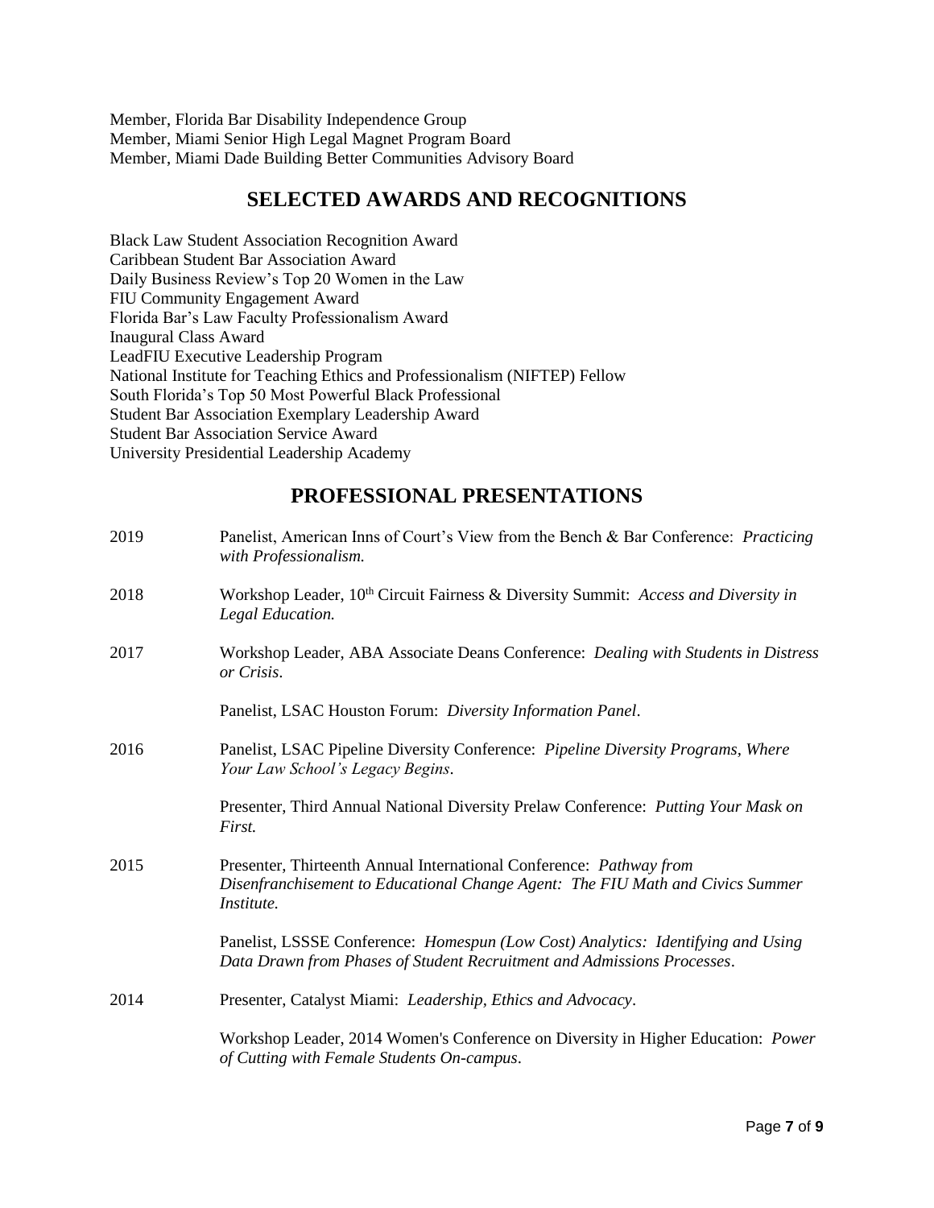Member, Florida Bar Disability Independence Group
Member, Miami Senior High Legal Magnet Program Board
Member, Miami Dade Building Better Communities Advisory Board

## SELECTED AWARDS AND RECOGNITIONS

Black Law Student Association Recognition Award
Caribbean Student Bar Association Award
Daily Business Review's Top 20 Women in the Law
FIU Community Engagement Award
Florida Bar's Law Faculty Professionalism Award
Inaugural Class Award
LeadFIU Executive Leadership Program
National Institute for Teaching Ethics and Professionalism (NIFTEP) Fellow
South Florida's Top 50 Most Powerful Black Professional
Student Bar Association Exemplary Leadership Award
Student Bar Association Service Award
University Presidential Leadership Academy

## PROFESSIONAL PRESENTATIONS

2019 — Panelist, American Inns of Court's View from the Bench & Bar Conference: *Practicing with Professionalism.*

2018 — Workshop Leader, 10th Circuit Fairness & Diversity Summit: *Access and Diversity in Legal Education.*

2017 — Workshop Leader, ABA Associate Deans Conference: *Dealing with Students in Distress or Crisis*.

Panelist, LSAC Houston Forum: *Diversity Information Panel*.

2016 — Panelist, LSAC Pipeline Diversity Conference: *Pipeline Diversity Programs, Where Your Law School's Legacy Begins*.

Presenter, Third Annual National Diversity Prelaw Conference: *Putting Your Mask on First.*

2015 — Presenter, Thirteenth Annual International Conference: *Pathway from Disenfranchisement to Educational Change Agent: The FIU Math and Civics Summer Institute.*

Panelist, LSSSE Conference: *Homespun (Low Cost) Analytics: Identifying and Using Data Drawn from Phases of Student Recruitment and Admissions Processes*.

2014 — Presenter, Catalyst Miami: *Leadership, Ethics and Advocacy*.

Workshop Leader, 2014 Women's Conference on Diversity in Higher Education: *Power of Cutting with Female Students On-campus*.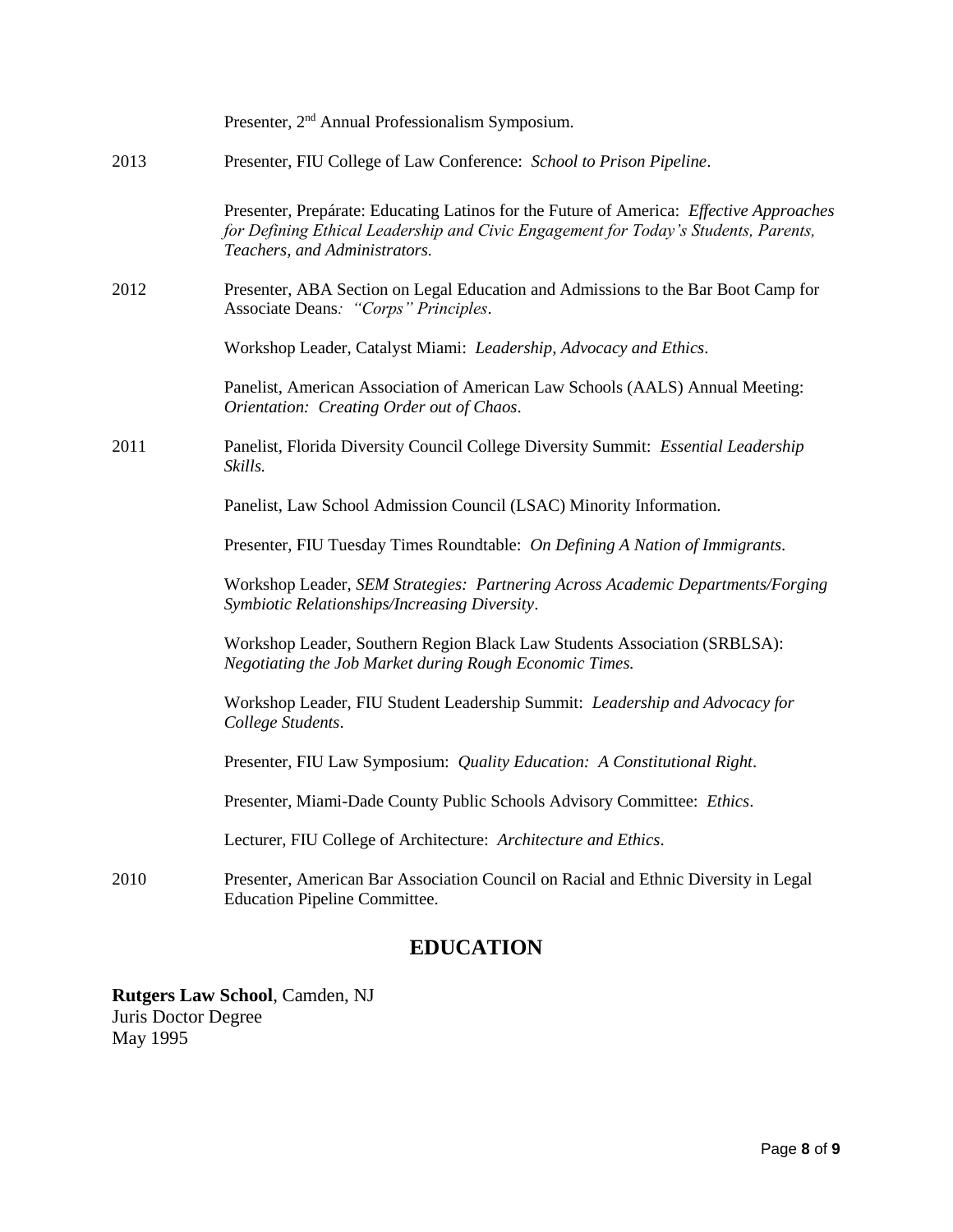Presenter, 2nd Annual Professionalism Symposium.

2013 Presenter, FIU College of Law Conference: *School to Prison Pipeline*.

Presenter, Prepárate: Educating Latinos for the Future of America: *Effective Approaches for Defining Ethical Leadership and Civic Engagement for Today's Students, Parents, Teachers, and Administrators.*

2012 Presenter, ABA Section on Legal Education and Admissions to the Bar Boot Camp for Associate Deans*: "Corps" Principles*.

Workshop Leader, Catalyst Miami: *Leadership, Advocacy and Ethics*.

Panelist, American Association of American Law Schools (AALS) Annual Meeting: *Orientation: Creating Order out of Chaos*.

2011 Panelist, Florida Diversity Council College Diversity Summit: *Essential Leadership Skills.*

Panelist, Law School Admission Council (LSAC) Minority Information.

Presenter, FIU Tuesday Times Roundtable: *On Defining A Nation of Immigrants*.

Workshop Leader, *SEM Strategies: Partnering Across Academic Departments/Forging Symbiotic Relationships/Increasing Diversity*.

Workshop Leader, Southern Region Black Law Students Association (SRBLSA): *Negotiating the Job Market during Rough Economic Times.*

Workshop Leader, FIU Student Leadership Summit: *Leadership and Advocacy for College Students*.

Presenter, FIU Law Symposium: *Quality Education: A Constitutional Right*.

Presenter, Miami-Dade County Public Schools Advisory Committee: *Ethics*.

Lecturer, FIU College of Architecture: *Architecture and Ethics*.

2010 Presenter, American Bar Association Council on Racial and Ethnic Diversity in Legal Education Pipeline Committee.

## EDUCATION

**Rutgers Law School**, Camden, NJ
Juris Doctor Degree
May 1995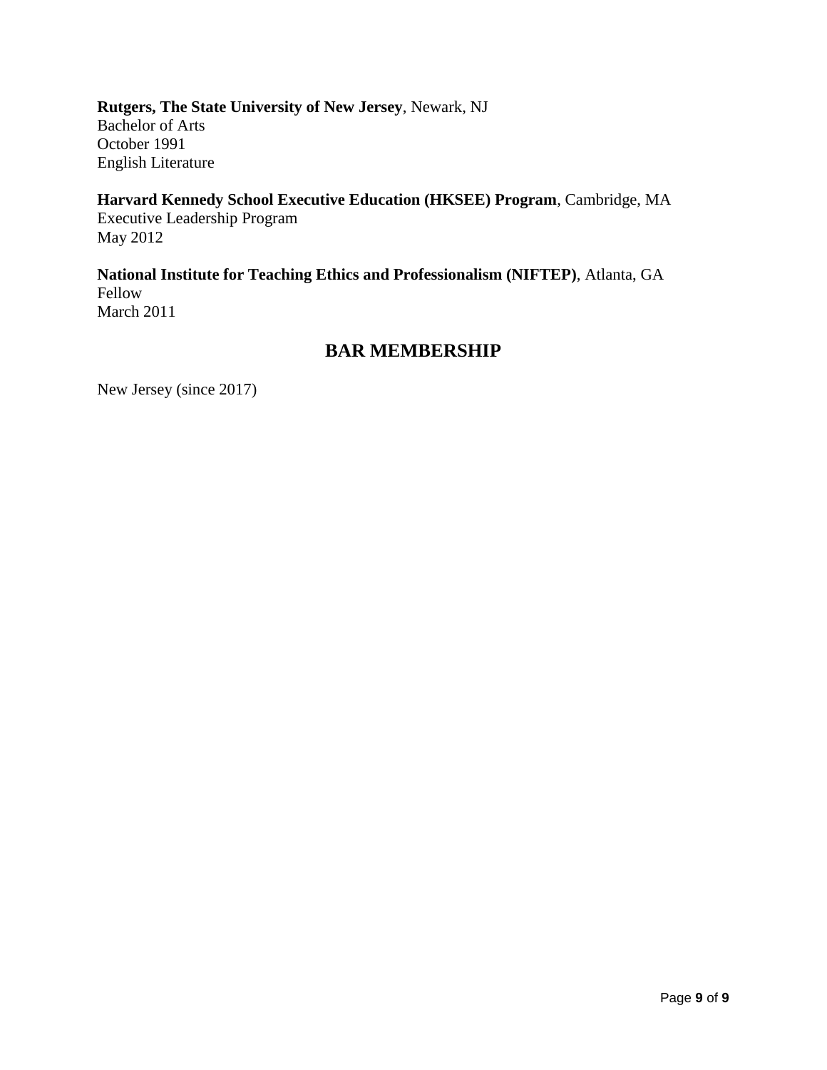**Rutgers, The State University of New Jersey**, Newark, NJ
Bachelor of Arts
October 1991
English Literature

**Harvard Kennedy School Executive Education (HKSEE) Program**, Cambridge, MA
Executive Leadership Program
May 2012

**National Institute for Teaching Ethics and Professionalism (NIFTEP)**, Atlanta, GA
Fellow
March 2011

## BAR MEMBERSHIP

New Jersey (since 2017)